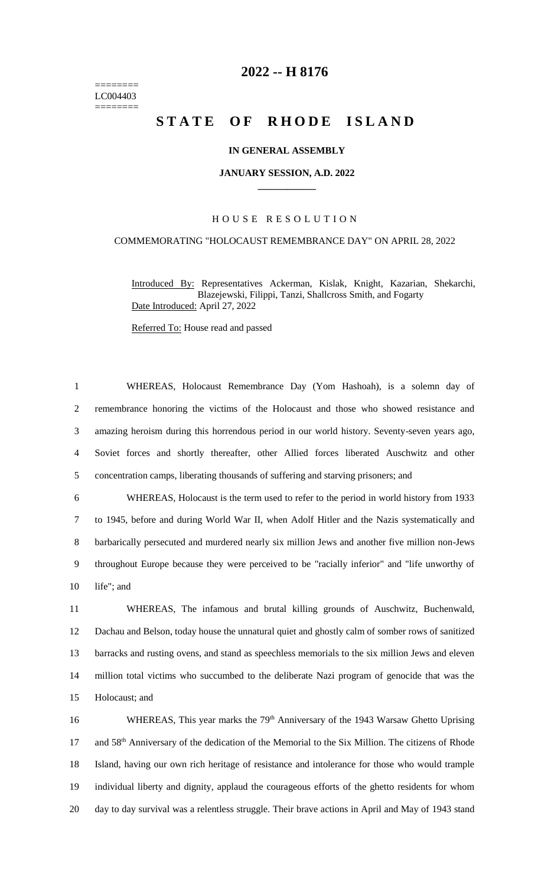# 2022 -- H 8176

========
LC004403
========

## STATE OF RHODE ISLAND

### IN GENERAL ASSEMBLY

### JANUARY SESSION, A.D. 2022

____________

### HOUSE RESOLUTION

COMMEMORATING "HOLOCAUST REMEMBRANCE DAY" ON APRIL 28, 2022

Introduced By: Representatives Ackerman, Kislak, Knight, Kazarian, Shekarchi, Blazejewski, Filippi, Tanzi, Shallcross Smith, and Fogarty

Date Introduced: April 27, 2022

Referred To: House read and passed

1 WHEREAS, Holocaust Remembrance Day (Yom Hashoah), is a solemn day of
2 remembrance honoring the victims of the Holocaust and those who showed resistance and
3 amazing heroism during this horrendous period in our world history. Seventy-seven years ago,
4 Soviet forces and shortly thereafter, other Allied forces liberated Auschwitz and other
5 concentration camps, liberating thousands of suffering and starving prisoners; and
6 WHEREAS, Holocaust is the term used to refer to the period in world history from 1933
7 to 1945, before and during World War II, when Adolf Hitler and the Nazis systematically and
8 barbarically persecuted and murdered nearly six million Jews and another five million non-Jews
9 throughout Europe because they were perceived to be "racially inferior" and "life unworthy of
10 life"; and
11 WHEREAS, The infamous and brutal killing grounds of Auschwitz, Buchenwald,
12 Dachau and Belson, today house the unnatural quiet and ghostly calm of somber rows of sanitized
13 barracks and rusting ovens, and stand as speechless memorials to the six million Jews and eleven
14 million total victims who succumbed to the deliberate Nazi program of genocide that was the
15 Holocaust; and
16 WHEREAS, This year marks the 79th Anniversary of the 1943 Warsaw Ghetto Uprising
17 and 58th Anniversary of the dedication of the Memorial to the Six Million. The citizens of Rhode
18 Island, having our own rich heritage of resistance and intolerance for those who would trample
19 individual liberty and dignity, applaud the courageous efforts of the ghetto residents for whom
20 day to day survival was a relentless struggle. Their brave actions in April and May of 1943 stand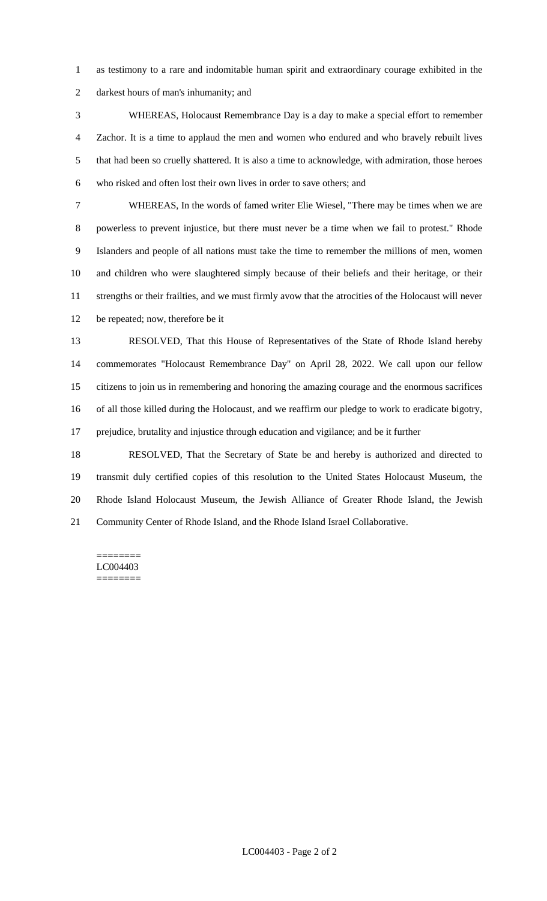as testimony to a rare and indomitable human spirit and extraordinary courage exhibited in the darkest hours of man's inhumanity; and

WHEREAS, Holocaust Remembrance Day is a day to make a special effort to remember Zachor. It is a time to applaud the men and women who endured and who bravely rebuilt lives that had been so cruelly shattered. It is also a time to acknowledge, with admiration, those heroes who risked and often lost their own lives in order to save others; and

WHEREAS, In the words of famed writer Elie Wiesel, "There may be times when we are powerless to prevent injustice, but there must never be a time when we fail to protest." Rhode Islanders and people of all nations must take the time to remember the millions of men, women and children who were slaughtered simply because of their beliefs and their heritage, or their strengths or their frailties, and we must firmly avow that the atrocities of the Holocaust will never be repeated; now, therefore be it

RESOLVED, That this House of Representatives of the State of Rhode Island hereby commemorates "Holocaust Remembrance Day" on April 28, 2022. We call upon our fellow citizens to join us in remembering and honoring the amazing courage and the enormous sacrifices of all those killed during the Holocaust, and we reaffirm our pledge to work to eradicate bigotry, prejudice, brutality and injustice through education and vigilance; and be it further

RESOLVED, That the Secretary of State be and hereby is authorized and directed to transmit duly certified copies of this resolution to the United States Holocaust Museum, the Rhode Island Holocaust Museum, the Jewish Alliance of Greater Rhode Island, the Jewish Community Center of Rhode Island, and the Rhode Island Israel Collaborative.

========
LC004403
========